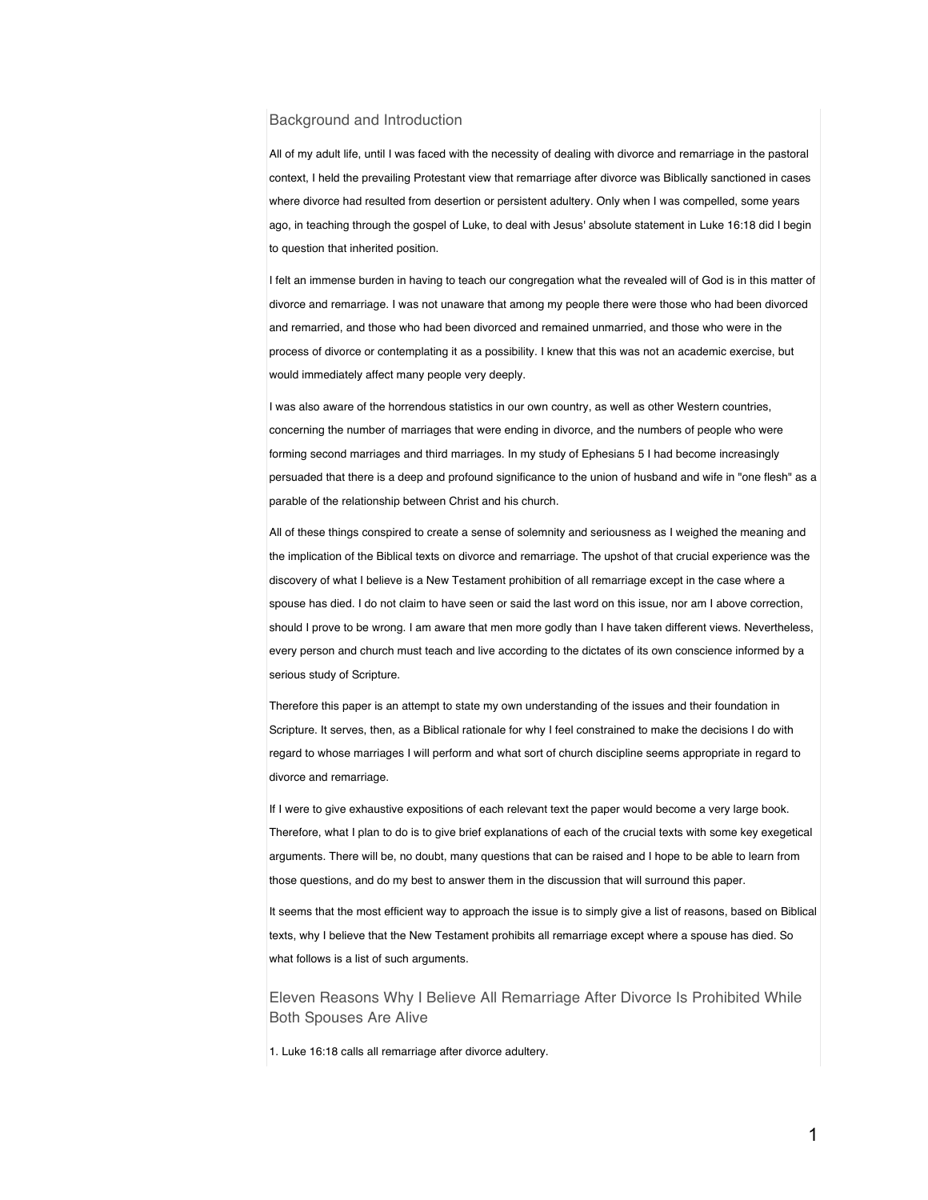## Background and Introduction

All of my adult life, until I was faced with the necessity of dealing with divorce and remarriage in the pastoral context, I held the prevailing Protestant view that remarriage after divorce was Biblically sanctioned in cases where divorce had resulted from desertion or persistent adultery. Only when I was compelled, some years ago, in teaching through the gospel of Luke, to deal with Jesus' absolute statement in Luke 16:18 did I begin to question that inherited position.

I felt an immense burden in having to teach our congregation what the revealed will of God is in this matter of divorce and remarriage. I was not unaware that among my people there were those who had been divorced and remarried, and those who had been divorced and remained unmarried, and those who were in the process of divorce or contemplating it as a possibility. I knew that this was not an academic exercise, but would immediately affect many people very deeply.

I was also aware of the horrendous statistics in our own country, as well as other Western countries, concerning the number of marriages that were ending in divorce, and the numbers of people who were forming second marriages and third marriages. In my study of Ephesians 5 I had become increasingly persuaded that there is a deep and profound significance to the union of husband and wife in "one flesh" as a parable of the relationship between Christ and his church.

All of these things conspired to create a sense of solemnity and seriousness as I weighed the meaning and the implication of the Biblical texts on divorce and remarriage. The upshot of that crucial experience was the discovery of what I believe is a New Testament prohibition of all remarriage except in the case where a spouse has died. I do not claim to have seen or said the last word on this issue, nor am I above correction, should I prove to be wrong. I am aware that men more godly than I have taken different views. Nevertheless, every person and church must teach and live according to the dictates of its own conscience informed by a serious study of Scripture.

Therefore this paper is an attempt to state my own understanding of the issues and their foundation in Scripture. It serves, then, as a Biblical rationale for why I feel constrained to make the decisions I do with regard to whose marriages I will perform and what sort of church discipline seems appropriate in regard to divorce and remarriage.

If I were to give exhaustive expositions of each relevant text the paper would become a very large book. Therefore, what I plan to do is to give brief explanations of each of the crucial texts with some key exegetical arguments. There will be, no doubt, many questions that can be raised and I hope to be able to learn from those questions, and do my best to answer them in the discussion that will surround this paper.

It seems that the most efficient way to approach the issue is to simply give a list of reasons, based on Biblical texts, why I believe that the New Testament prohibits all remarriage except where a spouse has died. So what follows is a list of such arguments.

## Eleven Reasons Why I Believe All Remarriage After Divorce Is Prohibited While Both Spouses Are Alive

1. Luke 16:18 calls all remarriage after divorce adultery.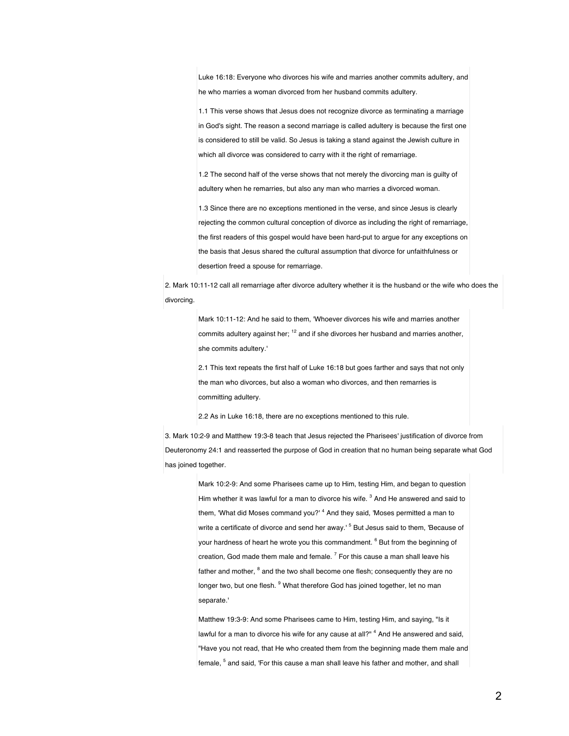Luke 16:18: Everyone who divorces his wife and marries another commits adultery, and he who marries a woman divorced from her husband commits adultery.

1.1 This verse shows that Jesus does not recognize divorce as terminating a marriage in God's sight. The reason a second marriage is called adultery is because the first one is considered to still be valid. So Jesus is taking a stand against the Jewish culture in which all divorce was considered to carry with it the right of remarriage.

1.2 The second half of the verse shows that not merely the divorcing man is guilty of adultery when he remarries, but also any man who marries a divorced woman.

1.3 Since there are no exceptions mentioned in the verse, and since Jesus is clearly rejecting the common cultural conception of divorce as including the right of remarriage, the first readers of this gospel would have been hard-put to argue for any exceptions on the basis that Jesus shared the cultural assumption that divorce for unfaithfulness or desertion freed a spouse for remarriage.

2. Mark 10:11-12 call all remarriage after divorce adultery whether it is the husband or the wife who does the divorcing.

Mark 10:11-12: And he said to them, 'Whoever divorces his wife and marries another commits adultery against her; [12] and if she divorces her husband and marries another, she commits adultery.'

2.1 This text repeats the first half of Luke 16:18 but goes farther and says that not only the man who divorces, but also a woman who divorces, and then remarries is committing adultery.

2.2 As in Luke 16:18, there are no exceptions mentioned to this rule.

3. Mark 10:2-9 and Matthew 19:3-8 teach that Jesus rejected the Pharisees' justification of divorce from Deuteronomy 24:1 and reasserted the purpose of God in creation that no human being separate what God has joined together.

Mark 10:2-9: And some Pharisees came up to Him, testing Him, and began to question Him whether it was lawful for a man to divorce his wife. [3] And He answered and said to them, 'What did Moses command you?' [4] And they said, 'Moses permitted a man to write a certificate of divorce and send her away.' [5] But Jesus said to them, 'Because of your hardness of heart he wrote you this commandment. [6] But from the beginning of creation, God made them male and female. [7] For this cause a man shall leave his father and mother, [8] and the two shall become one flesh; consequently they are no longer two, but one flesh. [9] What therefore God has joined together, let no man separate.'

Matthew 19:3-9: And some Pharisees came to Him, testing Him, and saying, "Is it lawful for a man to divorce his wife for any cause at all?" [4] And He answered and said, "Have you not read, that He who created them from the beginning made them male and female, [5] and said, 'For this cause a man shall leave his father and mother, and shall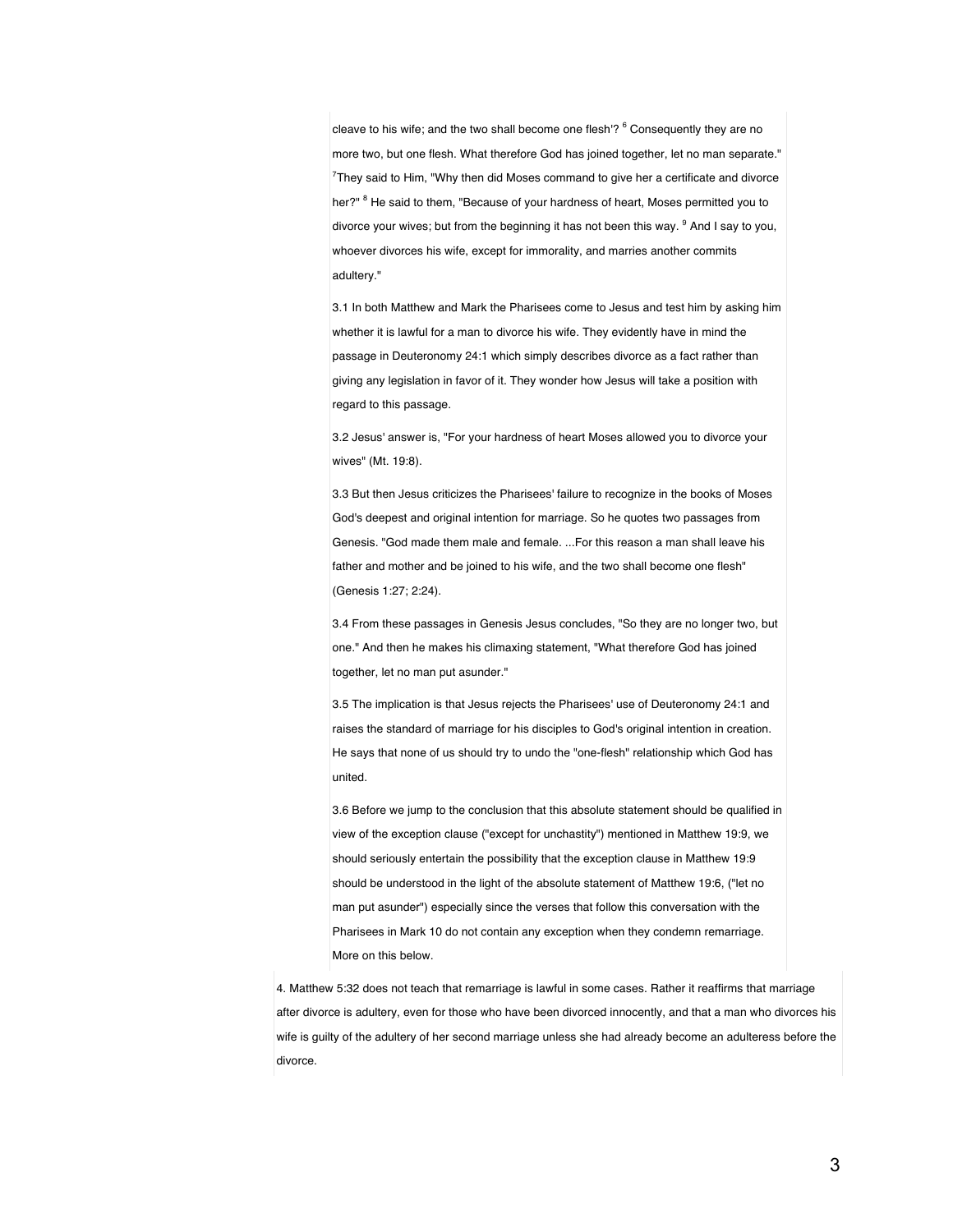cleave to his wife; and the two shall become one flesh'? [6] Consequently they are no more two, but one flesh. What therefore God has joined together, let no man separate." [7]They said to Him, "Why then did Moses command to give her a certificate and divorce her?" [8] He said to them, "Because of your hardness of heart, Moses permitted you to divorce your wives; but from the beginning it has not been this way. [9] And I say to you, whoever divorces his wife, except for immorality, and marries another commits adultery."

3.1 In both Matthew and Mark the Pharisees come to Jesus and test him by asking him whether it is lawful for a man to divorce his wife. They evidently have in mind the passage in Deuteronomy 24:1 which simply describes divorce as a fact rather than giving any legislation in favor of it. They wonder how Jesus will take a position with regard to this passage.

3.2 Jesus' answer is, "For your hardness of heart Moses allowed you to divorce your wives" (Mt. 19:8).

3.3 But then Jesus criticizes the Pharisees' failure to recognize in the books of Moses God's deepest and original intention for marriage. So he quotes two passages from Genesis. "God made them male and female. ...For this reason a man shall leave his father and mother and be joined to his wife, and the two shall become one flesh" (Genesis 1:27; 2:24).

3.4 From these passages in Genesis Jesus concludes, "So they are no longer two, but one." And then he makes his climaxing statement, "What therefore God has joined together, let no man put asunder."

3.5 The implication is that Jesus rejects the Pharisees' use of Deuteronomy 24:1 and raises the standard of marriage for his disciples to God's original intention in creation. He says that none of us should try to undo the "one-flesh" relationship which God has united.

3.6 Before we jump to the conclusion that this absolute statement should be qualified in view of the exception clause ("except for unchastity") mentioned in Matthew 19:9, we should seriously entertain the possibility that the exception clause in Matthew 19:9 should be understood in the light of the absolute statement of Matthew 19:6, ("let no man put asunder") especially since the verses that follow this conversation with the Pharisees in Mark 10 do not contain any exception when they condemn remarriage. More on this below.

4. Matthew 5:32 does not teach that remarriage is lawful in some cases. Rather it reaffirms that marriage after divorce is adultery, even for those who have been divorced innocently, and that a man who divorces his wife is guilty of the adultery of her second marriage unless she had already become an adulteress before the divorce.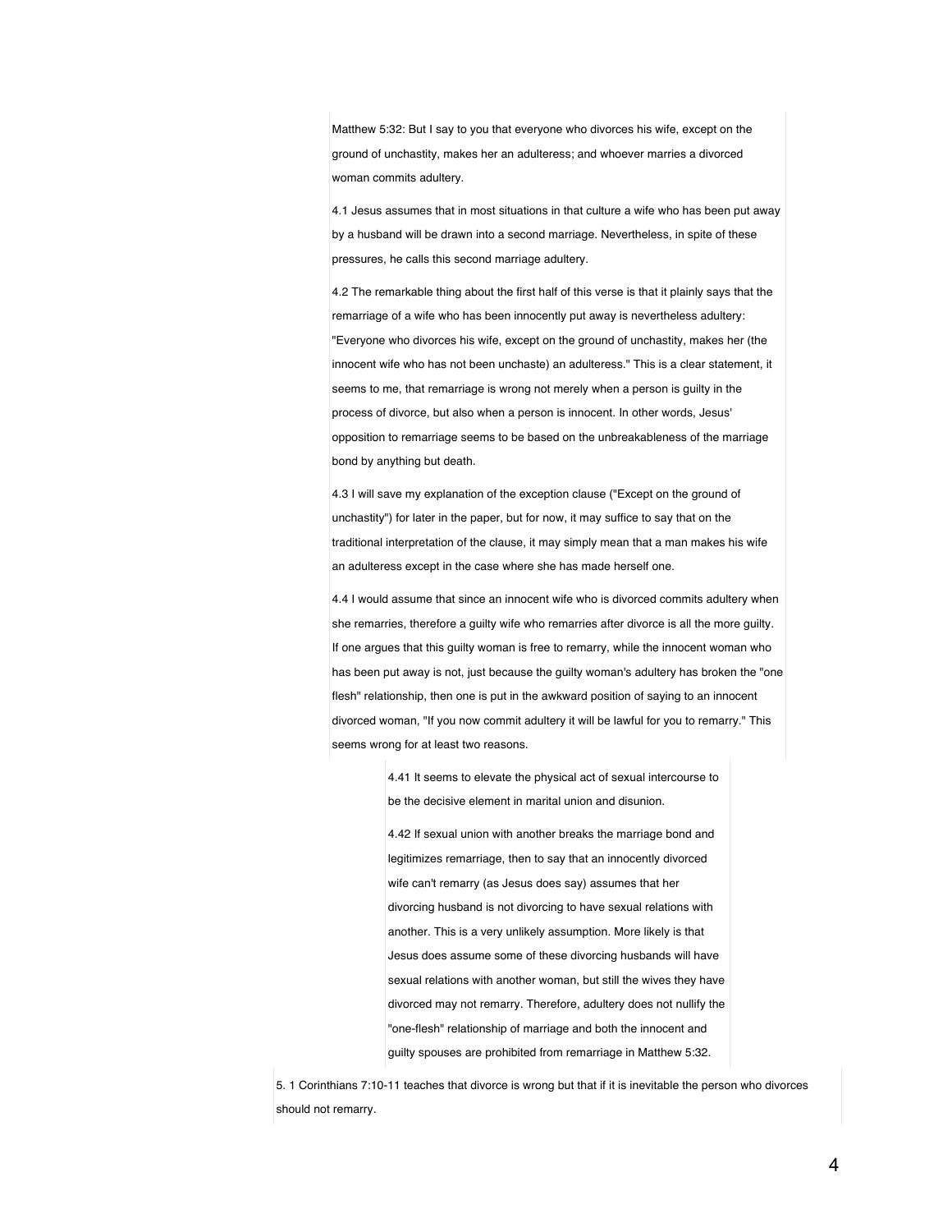Matthew 5:32: But I say to you that everyone who divorces his wife, except on the ground of unchastity, makes her an adulteress; and whoever marries a divorced woman commits adultery.

4.1 Jesus assumes that in most situations in that culture a wife who has been put away by a husband will be drawn into a second marriage. Nevertheless, in spite of these pressures, he calls this second marriage adultery.

4.2 The remarkable thing about the first half of this verse is that it plainly says that the remarriage of a wife who has been innocently put away is nevertheless adultery: "Everyone who divorces his wife, except on the ground of unchastity, makes her (the innocent wife who has not been unchaste) an adulteress." This is a clear statement, it seems to me, that remarriage is wrong not merely when a person is guilty in the process of divorce, but also when a person is innocent. In other words, Jesus' opposition to remarriage seems to be based on the unbreakableness of the marriage bond by anything but death.

4.3 I will save my explanation of the exception clause ("Except on the ground of unchastity") for later in the paper, but for now, it may suffice to say that on the traditional interpretation of the clause, it may simply mean that a man makes his wife an adulteress except in the case where she has made herself one.

4.4 I would assume that since an innocent wife who is divorced commits adultery when she remarries, therefore a guilty wife who remarries after divorce is all the more guilty. If one argues that this guilty woman is free to remarry, while the innocent woman who has been put away is not, just because the guilty woman's adultery has broken the "one flesh" relationship, then one is put in the awkward position of saying to an innocent divorced woman, "If you now commit adultery it will be lawful for you to remarry." This seems wrong for at least two reasons.

> 4.41 It seems to elevate the physical act of sexual intercourse to be the decisive element in marital union and disunion.
>
> 4.42 If sexual union with another breaks the marriage bond and legitimizes remarriage, then to say that an innocently divorced wife can't remarry (as Jesus does say) assumes that her divorcing husband is not divorcing to have sexual relations with another. This is a very unlikely assumption. More likely is that Jesus does assume some of these divorcing husbands will have sexual relations with another woman, but still the wives they have divorced may not remarry. Therefore, adultery does not nullify the "one-flesh" relationship of marriage and both the innocent and guilty spouses are prohibited from remarriage in Matthew 5:32.

5. 1 Corinthians 7:10-11 teaches that divorce is wrong but that if it is inevitable the person who divorces should not remarry.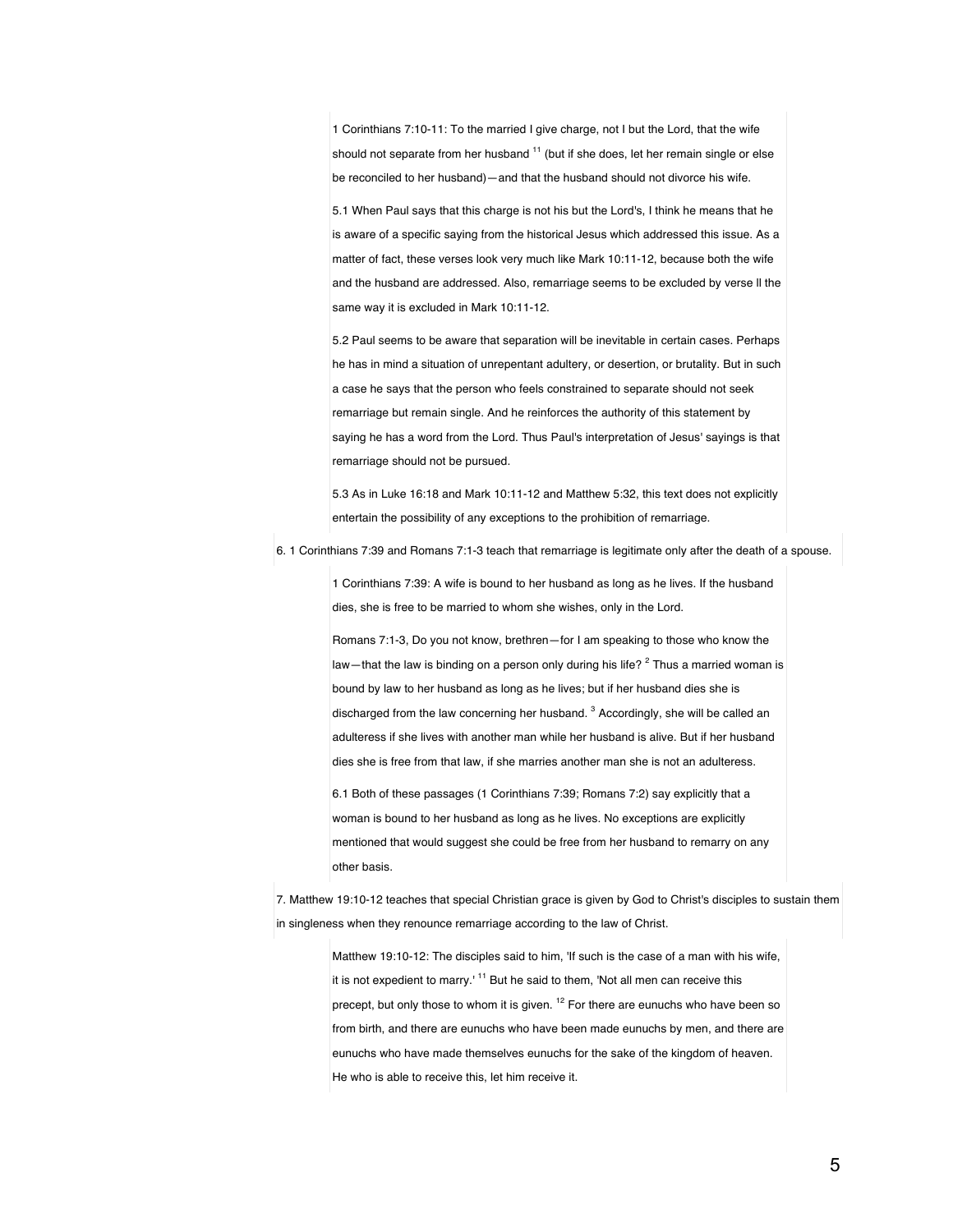1 Corinthians 7:10-11: To the married I give charge, not I but the Lord, that the wife should not separate from her husband [11] (but if she does, let her remain single or else be reconciled to her husband)—and that the husband should not divorce his wife.

5.1 When Paul says that this charge is not his but the Lord's, I think he means that he is aware of a specific saying from the historical Jesus which addressed this issue. As a matter of fact, these verses look very much like Mark 10:11-12, because both the wife and the husband are addressed. Also, remarriage seems to be excluded by verse ll the same way it is excluded in Mark 10:11-12.

5.2 Paul seems to be aware that separation will be inevitable in certain cases. Perhaps he has in mind a situation of unrepentant adultery, or desertion, or brutality. But in such a case he says that the person who feels constrained to separate should not seek remarriage but remain single. And he reinforces the authority of this statement by saying he has a word from the Lord. Thus Paul's interpretation of Jesus' sayings is that remarriage should not be pursued.

5.3 As in Luke 16:18 and Mark 10:11-12 and Matthew 5:32, this text does not explicitly entertain the possibility of any exceptions to the prohibition of remarriage.

6. 1 Corinthians 7:39 and Romans 7:1-3 teach that remarriage is legitimate only after the death of a spouse.

1 Corinthians 7:39: A wife is bound to her husband as long as he lives. If the husband dies, she is free to be married to whom she wishes, only in the Lord.

Romans 7:1-3, Do you not know, brethren—for I am speaking to those who know the law—that the law is binding on a person only during his life? [2] Thus a married woman is bound by law to her husband as long as he lives; but if her husband dies she is discharged from the law concerning her husband. [3] Accordingly, she will be called an adulteress if she lives with another man while her husband is alive. But if her husband dies she is free from that law, if she marries another man she is not an adulteress.

6.1 Both of these passages (1 Corinthians 7:39; Romans 7:2) say explicitly that a woman is bound to her husband as long as he lives. No exceptions are explicitly mentioned that would suggest she could be free from her husband to remarry on any other basis.

7. Matthew 19:10-12 teaches that special Christian grace is given by God to Christ's disciples to sustain them in singleness when they renounce remarriage according to the law of Christ.

Matthew 19:10-12: The disciples said to him, 'If such is the case of a man with his wife, it is not expedient to marry.' [11] But he said to them, 'Not all men can receive this precept, but only those to whom it is given. [12] For there are eunuchs who have been so from birth, and there are eunuchs who have been made eunuchs by men, and there are eunuchs who have made themselves eunuchs for the sake of the kingdom of heaven. He who is able to receive this, let him receive it.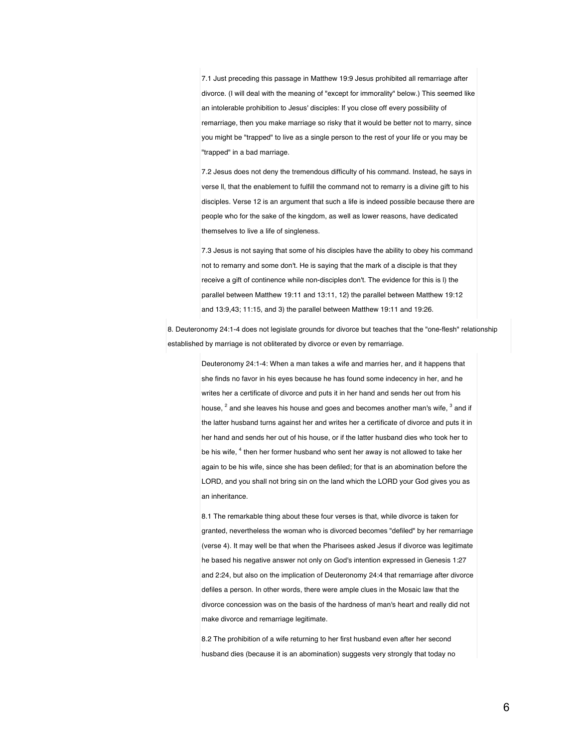7.1 Just preceding this passage in Matthew 19:9 Jesus prohibited all remarriage after divorce. (I will deal with the meaning of "except for immorality" below.) This seemed like an intolerable prohibition to Jesus' disciples: If you close off every possibility of remarriage, then you make marriage so risky that it would be better not to marry, since you might be "trapped" to live as a single person to the rest of your life or you may be "trapped" in a bad marriage.

7.2 Jesus does not deny the tremendous difficulty of his command. Instead, he says in verse ll, that the enablement to fulfill the command not to remarry is a divine gift to his disciples. Verse 12 is an argument that such a life is indeed possible because there are people who for the sake of the kingdom, as well as lower reasons, have dedicated themselves to live a life of singleness.

7.3 Jesus is not saying that some of his disciples have the ability to obey his command not to remarry and some don't. He is saying that the mark of a disciple is that they receive a gift of continence while non-disciples don't. The evidence for this is l) the parallel between Matthew 19:11 and 13:11, 12) the parallel between Matthew 19:12 and 13:9,43; 11:15, and 3) the parallel between Matthew 19:11 and 19:26.

8. Deuteronomy 24:1-4 does not legislate grounds for divorce but teaches that the "one-flesh" relationship established by marriage is not obliterated by divorce or even by remarriage.

Deuteronomy 24:1-4: When a man takes a wife and marries her, and it happens that she finds no favor in his eyes because he has found some indecency in her, and he writes her a certificate of divorce and puts it in her hand and sends her out from his house, [2] and she leaves his house and goes and becomes another man's wife, [3] and if the latter husband turns against her and writes her a certificate of divorce and puts it in her hand and sends her out of his house, or if the latter husband dies who took her to be his wife, [4] then her former husband who sent her away is not allowed to take her again to be his wife, since she has been defiled; for that is an abomination before the LORD, and you shall not bring sin on the land which the LORD your God gives you as an inheritance.

8.1 The remarkable thing about these four verses is that, while divorce is taken for granted, nevertheless the woman who is divorced becomes "defiled" by her remarriage (verse 4). It may well be that when the Pharisees asked Jesus if divorce was legitimate he based his negative answer not only on God's intention expressed in Genesis 1:27 and 2:24, but also on the implication of Deuteronomy 24:4 that remarriage after divorce defiles a person. In other words, there were ample clues in the Mosaic law that the divorce concession was on the basis of the hardness of man's heart and really did not make divorce and remarriage legitimate.

8.2 The prohibition of a wife returning to her first husband even after her second husband dies (because it is an abomination) suggests very strongly that today no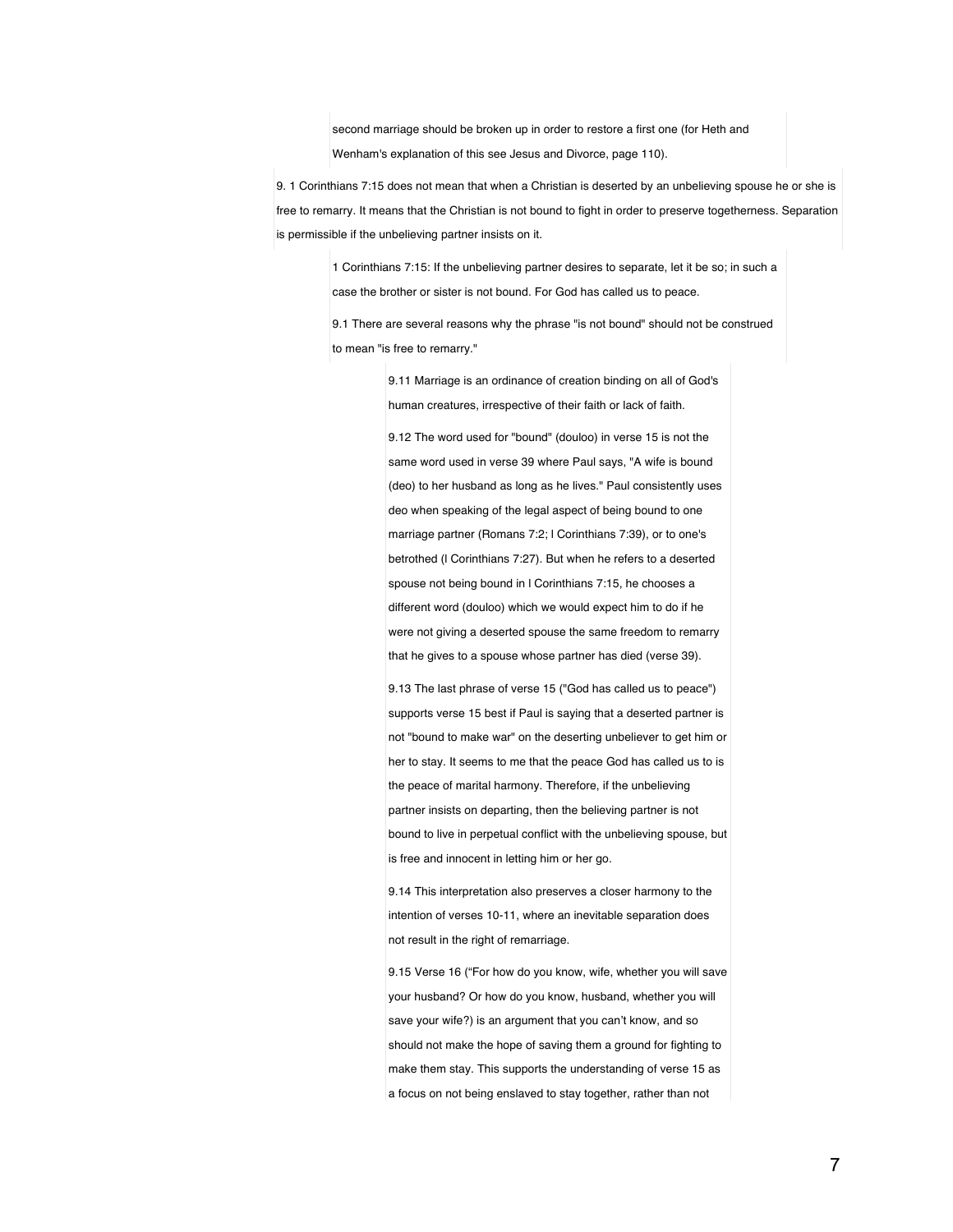second marriage should be broken up in order to restore a first one (for Heth and Wenham's explanation of this see Jesus and Divorce, page 110).

9. 1 Corinthians 7:15 does not mean that when a Christian is deserted by an unbelieving spouse he or she is free to remarry. It means that the Christian is not bound to fight in order to preserve togetherness. Separation is permissible if the unbelieving partner insists on it.

> 1 Corinthians 7:15: If the unbelieving partner desires to separate, let it be so; in such a case the brother or sister is not bound. For God has called us to peace.
>
> 9.1 There are several reasons why the phrase "is not bound" should not be construed to mean "is free to remarry."
>
> > 9.11 Marriage is an ordinance of creation binding on all of God's human creatures, irrespective of their faith or lack of faith.
> >
> > 9.12 The word used for "bound" (douloo) in verse 15 is not the same word used in verse 39 where Paul says, "A wife is bound (deo) to her husband as long as he lives." Paul consistently uses deo when speaking of the legal aspect of being bound to one marriage partner (Romans 7:2; I Corinthians 7:39), or to one's betrothed (I Corinthians 7:27). But when he refers to a deserted spouse not being bound in I Corinthians 7:15, he chooses a different word (douloo) which we would expect him to do if he were not giving a deserted spouse the same freedom to remarry that he gives to a spouse whose partner has died (verse 39).
> >
> > 9.13 The last phrase of verse 15 ("God has called us to peace") supports verse 15 best if Paul is saying that a deserted partner is not "bound to make war" on the deserting unbeliever to get him or her to stay. It seems to me that the peace God has called us to is the peace of marital harmony. Therefore, if the unbelieving partner insists on departing, then the believing partner is not bound to live in perpetual conflict with the unbelieving spouse, but is free and innocent in letting him or her go.
> >
> > 9.14 This interpretation also preserves a closer harmony to the intention of verses 10-11, where an inevitable separation does not result in the right of remarriage.
> >
> > 9.15 Verse 16 ("For how do you know, wife, whether you will save your husband? Or how do you know, husband, whether you will save your wife?) is an argument that you can't know, and so should not make the hope of saving them a ground for fighting to make them stay. This supports the understanding of verse 15 as a focus on not being enslaved to stay together, rather than not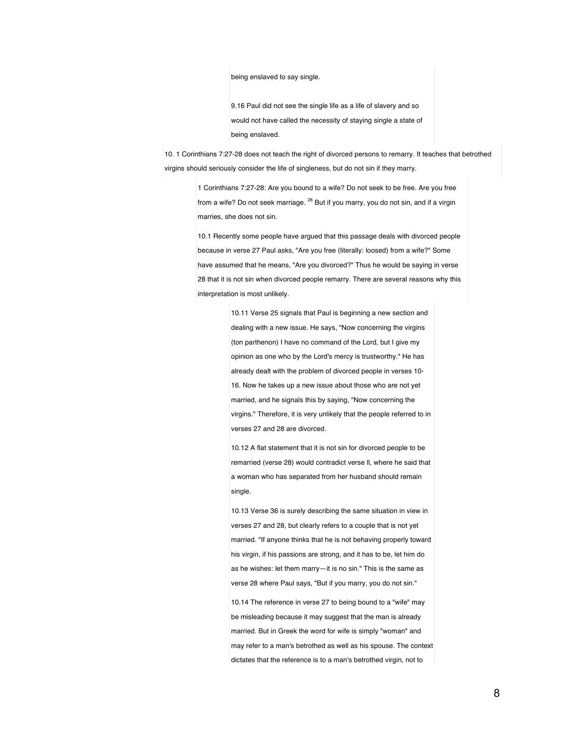being enslaved to say single.

9.16 Paul did not see the single life as a life of slavery and so would not have called the necessity of staying single a state of being enslaved.

10. 1 Corinthians 7:27-28 does not teach the right of divorced persons to remarry. It teaches that betrothed virgins should seriously consider the life of singleness, but do not sin if they marry.

1 Corinthians 7:27-28: Are you bound to a wife? Do not seek to be free. Are you free from a wife? Do not seek marriage. [28] But if you marry, you do not sin, and if a virgin marries, she does not sin.

10.1 Recently some people have argued that this passage deals with divorced people because in verse 27 Paul asks, "Are you free (literally: loosed) from a wife?" Some have assumed that he means, "Are you divorced?" Thus he would be saying in verse 28 that it is not sin when divorced people remarry. There are several reasons why this interpretation is most unlikely.

10.11 Verse 25 signals that Paul is beginning a new section and dealing with a new issue. He says, "Now concerning the virgins (ton parthenon) I have no command of the Lord, but I give my opinion as one who by the Lord's mercy is trustworthy." He has already dealt with the problem of divorced people in verses 10-16. Now he takes up a new issue about those who are not yet married, and he signals this by saying, "Now concerning the virgins." Therefore, it is very unlikely that the people referred to in verses 27 and 28 are divorced.

10.12 A flat statement that it is not sin for divorced people to be remarried (verse 28) would contradict verse ll, where he said that a woman who has separated from her husband should remain single.

10.13 Verse 36 is surely describing the same situation in view in verses 27 and 28, but clearly refers to a couple that is not yet married. "If anyone thinks that he is not behaving properly toward his virgin, if his passions are strong, and it has to be, let him do as he wishes: let them marry—it is no sin." This is the same as verse 28 where Paul says, "But if you marry, you do not sin."

10.14 The reference in verse 27 to being bound to a "wife" may be misleading because it may suggest that the man is already married. But in Greek the word for wife is simply "woman" and may refer to a man's betrothed as well as his spouse. The context dictates that the reference is to a man's betrothed virgin, not to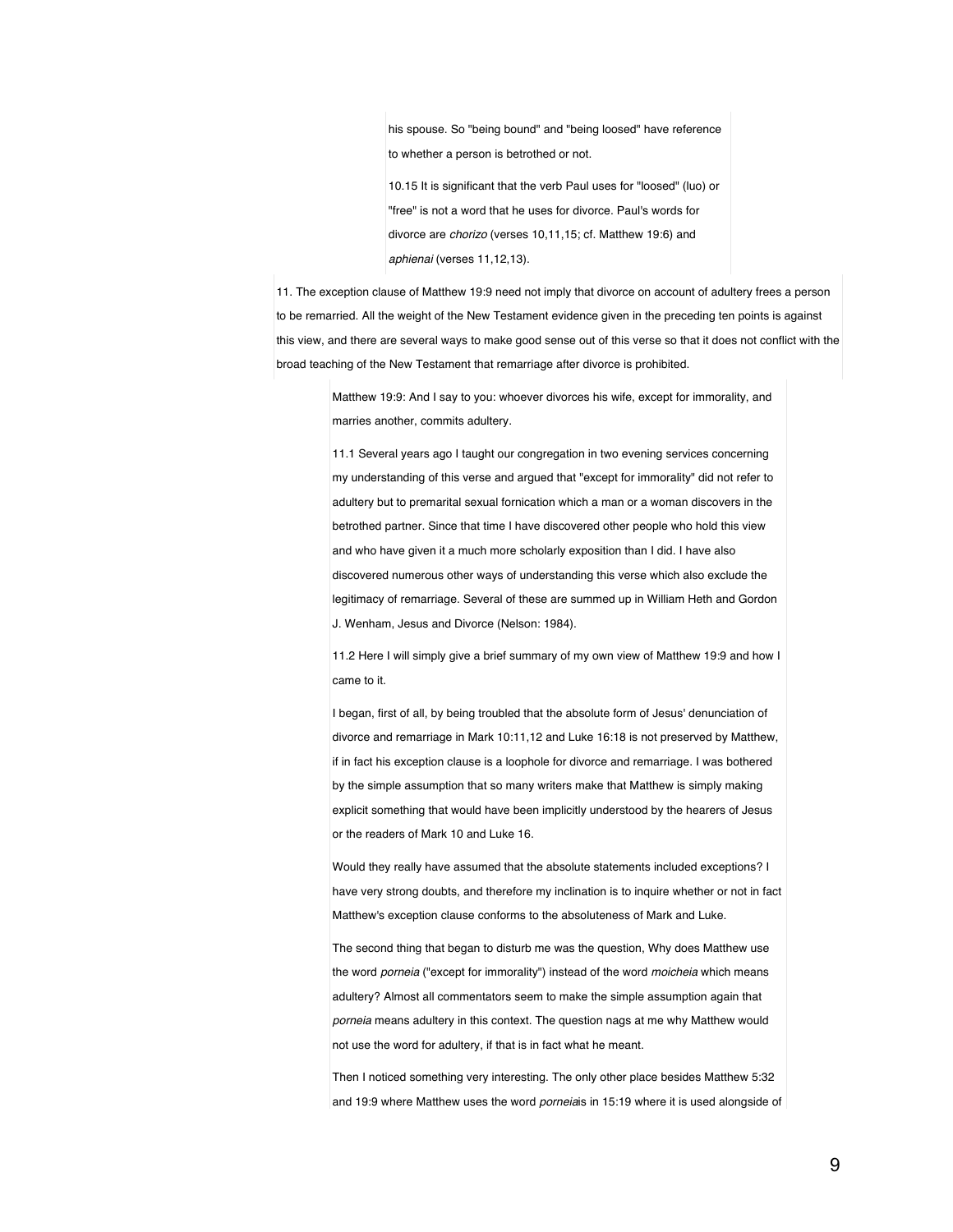his spouse. So "being bound" and "being loosed" have reference to whether a person is betrothed or not.

10.15 It is significant that the verb Paul uses for "loosed" (luo) or "free" is not a word that he uses for divorce. Paul's words for divorce are *chorizo* (verses 10,11,15; cf. Matthew 19:6) and *aphienai* (verses 11,12,13).

11. The exception clause of Matthew 19:9 need not imply that divorce on account of adultery frees a person to be remarried. All the weight of the New Testament evidence given in the preceding ten points is against this view, and there are several ways to make good sense out of this verse so that it does not conflict with the broad teaching of the New Testament that remarriage after divorce is prohibited.

Matthew 19:9: And I say to you: whoever divorces his wife, except for immorality, and marries another, commits adultery.

11.1 Several years ago I taught our congregation in two evening services concerning my understanding of this verse and argued that "except for immorality" did not refer to adultery but to premarital sexual fornication which a man or a woman discovers in the betrothed partner. Since that time I have discovered other people who hold this view and who have given it a much more scholarly exposition than I did. I have also discovered numerous other ways of understanding this verse which also exclude the legitimacy of remarriage. Several of these are summed up in William Heth and Gordon J. Wenham, Jesus and Divorce (Nelson: 1984).

11.2 Here I will simply give a brief summary of my own view of Matthew 19:9 and how I came to it.

I began, first of all, by being troubled that the absolute form of Jesus' denunciation of divorce and remarriage in Mark 10:11,12 and Luke 16:18 is not preserved by Matthew, if in fact his exception clause is a loophole for divorce and remarriage. I was bothered by the simple assumption that so many writers make that Matthew is simply making explicit something that would have been implicitly understood by the hearers of Jesus or the readers of Mark 10 and Luke 16.

Would they really have assumed that the absolute statements included exceptions? I have very strong doubts, and therefore my inclination is to inquire whether or not in fact Matthew's exception clause conforms to the absoluteness of Mark and Luke.

The second thing that began to disturb me was the question, Why does Matthew use the word *porneia* ("except for immorality") instead of the word *moicheia* which means adultery? Almost all commentators seem to make the simple assumption again that *porneia* means adultery in this context. The question nags at me why Matthew would not use the word for adultery, if that is in fact what he meant.

Then I noticed something very interesting. The only other place besides Matthew 5:32 and 19:9 where Matthew uses the word *porneia*is in 15:19 where it is used alongside of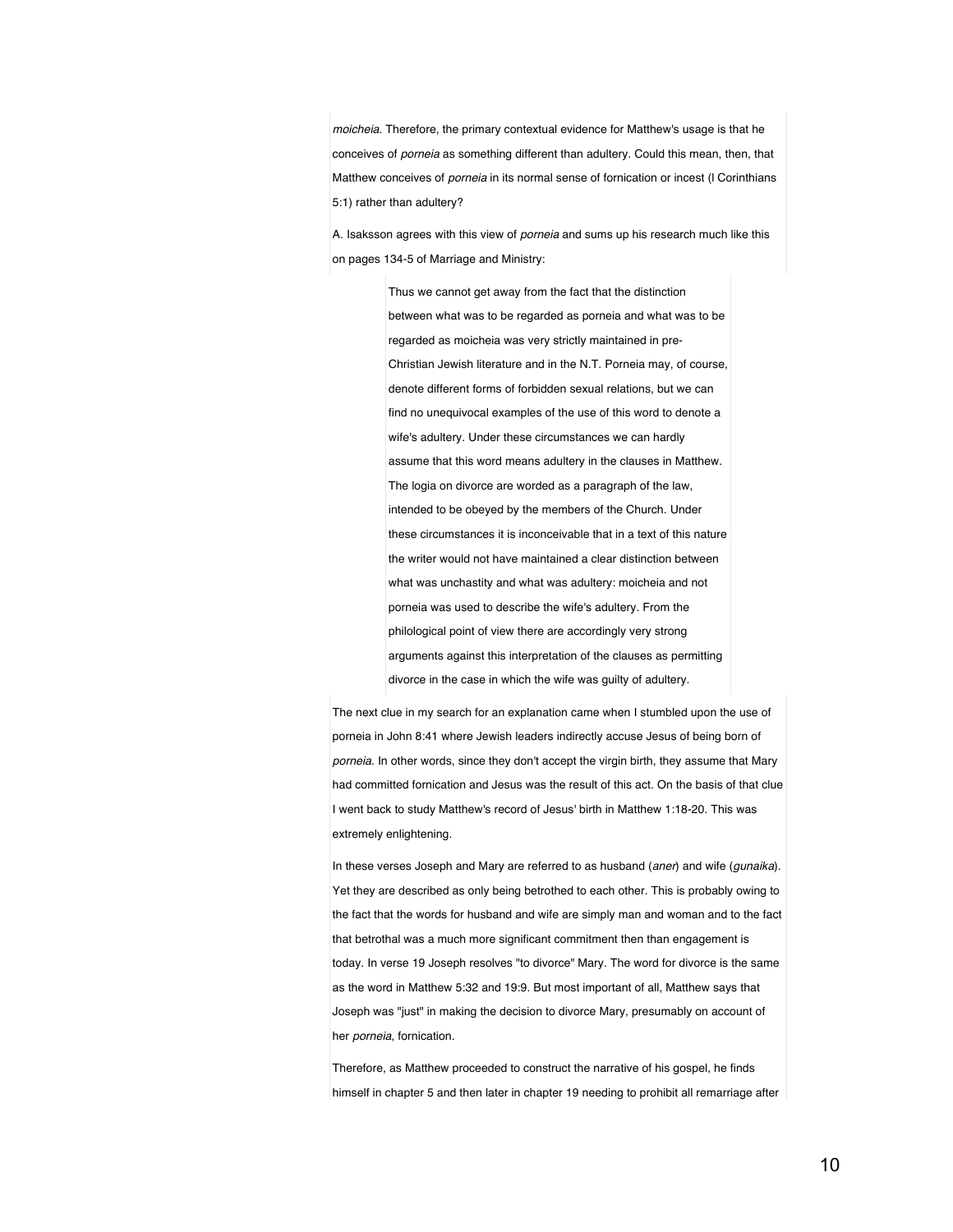*moicheia*. Therefore, the primary contextual evidence for Matthew's usage is that he conceives of *porneia* as something different than adultery. Could this mean, then, that Matthew conceives of *porneia* in its normal sense of fornication or incest (I Corinthians 5:1) rather than adultery?

A. Isaksson agrees with this view of *porneia* and sums up his research much like this on pages 134-5 of Marriage and Ministry:

> Thus we cannot get away from the fact that the distinction between what was to be regarded as porneia and what was to be regarded as moicheia was very strictly maintained in pre-Christian Jewish literature and in the N.T. Porneia may, of course, denote different forms of forbidden sexual relations, but we can find no unequivocal examples of the use of this word to denote a wife's adultery. Under these circumstances we can hardly assume that this word means adultery in the clauses in Matthew. The logia on divorce are worded as a paragraph of the law, intended to be obeyed by the members of the Church. Under these circumstances it is inconceivable that in a text of this nature the writer would not have maintained a clear distinction between what was unchastity and what was adultery: moicheia and not porneia was used to describe the wife's adultery. From the philological point of view there are accordingly very strong arguments against this interpretation of the clauses as permitting divorce in the case in which the wife was guilty of adultery.

The next clue in my search for an explanation came when I stumbled upon the use of porneia in John 8:41 where Jewish leaders indirectly accuse Jesus of being born of *porneia*. In other words, since they don't accept the virgin birth, they assume that Mary had committed fornication and Jesus was the result of this act. On the basis of that clue I went back to study Matthew's record of Jesus' birth in Matthew 1:18-20. This was extremely enlightening.

In these verses Joseph and Mary are referred to as husband (*aner*) and wife (*gunaika*). Yet they are described as only being betrothed to each other. This is probably owing to the fact that the words for husband and wife are simply man and woman and to the fact that betrothal was a much more significant commitment then than engagement is today. In verse 19 Joseph resolves "to divorce" Mary. The word for divorce is the same as the word in Matthew 5:32 and 19:9. But most important of all, Matthew says that Joseph was "just" in making the decision to divorce Mary, presumably on account of her *porneia*, fornication.

Therefore, as Matthew proceeded to construct the narrative of his gospel, he finds himself in chapter 5 and then later in chapter 19 needing to prohibit all remarriage after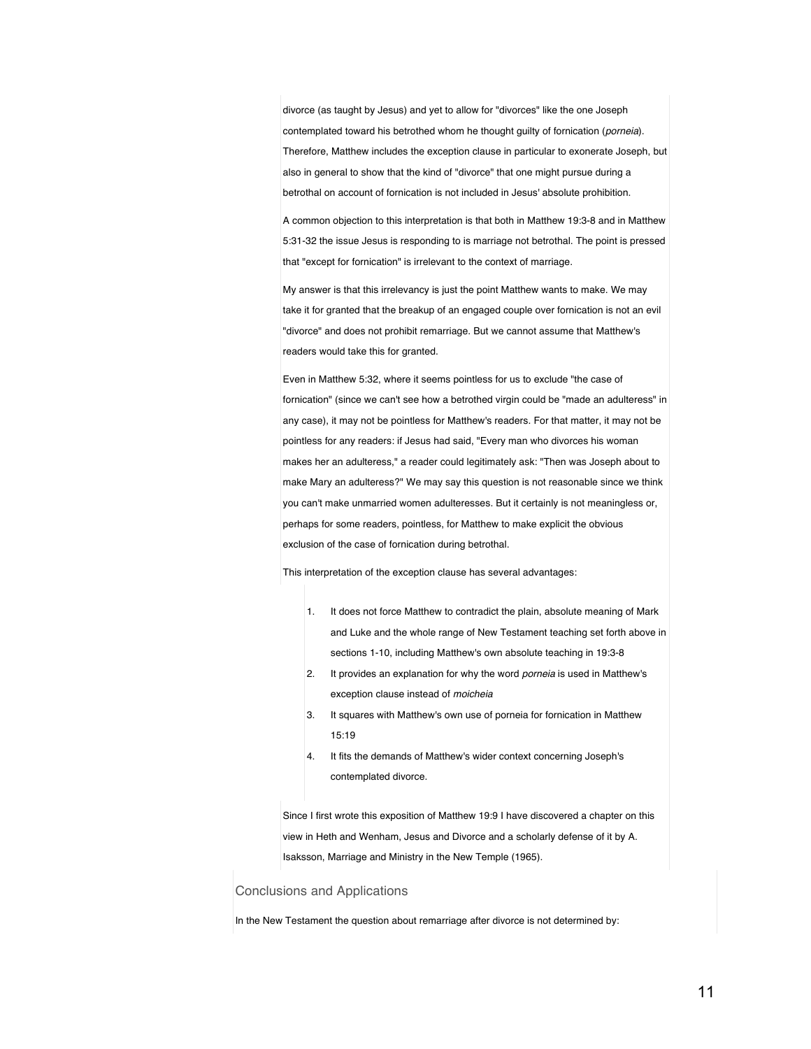divorce (as taught by Jesus) and yet to allow for "divorces" like the one Joseph contemplated toward his betrothed whom he thought guilty of fornication (*porneia*). Therefore, Matthew includes the exception clause in particular to exonerate Joseph, but also in general to show that the kind of "divorce" that one might pursue during a betrothal on account of fornication is not included in Jesus' absolute prohibition.

A common objection to this interpretation is that both in Matthew 19:3-8 and in Matthew 5:31-32 the issue Jesus is responding to is marriage not betrothal. The point is pressed that "except for fornication" is irrelevant to the context of marriage.

My answer is that this irrelevancy is just the point Matthew wants to make. We may take it for granted that the breakup of an engaged couple over fornication is not an evil "divorce" and does not prohibit remarriage. But we cannot assume that Matthew's readers would take this for granted.

Even in Matthew 5:32, where it seems pointless for us to exclude "the case of fornication" (since we can't see how a betrothed virgin could be "made an adulteress" in any case), it may not be pointless for Matthew's readers. For that matter, it may not be pointless for any readers: if Jesus had said, "Every man who divorces his woman makes her an adulteress," a reader could legitimately ask: "Then was Joseph about to make Mary an adulteress?" We may say this question is not reasonable since we think you can't make unmarried women adulteresses. But it certainly is not meaningless or, perhaps for some readers, pointless, for Matthew to make explicit the obvious exclusion of the case of fornication during betrothal.

This interpretation of the exception clause has several advantages:

1. It does not force Matthew to contradict the plain, absolute meaning of Mark and Luke and the whole range of New Testament teaching set forth above in sections 1-10, including Matthew's own absolute teaching in 19:3-8
2. It provides an explanation for why the word *porneia* is used in Matthew's exception clause instead of *moicheia*
3. It squares with Matthew's own use of porneia for fornication in Matthew 15:19
4. It fits the demands of Matthew's wider context concerning Joseph's contemplated divorce.

Since I first wrote this exposition of Matthew 19:9 I have discovered a chapter on this view in Heth and Wenham, Jesus and Divorce and a scholarly defense of it by A. Isaksson, Marriage and Ministry in the New Temple (1965).

## Conclusions and Applications

In the New Testament the question about remarriage after divorce is not determined by: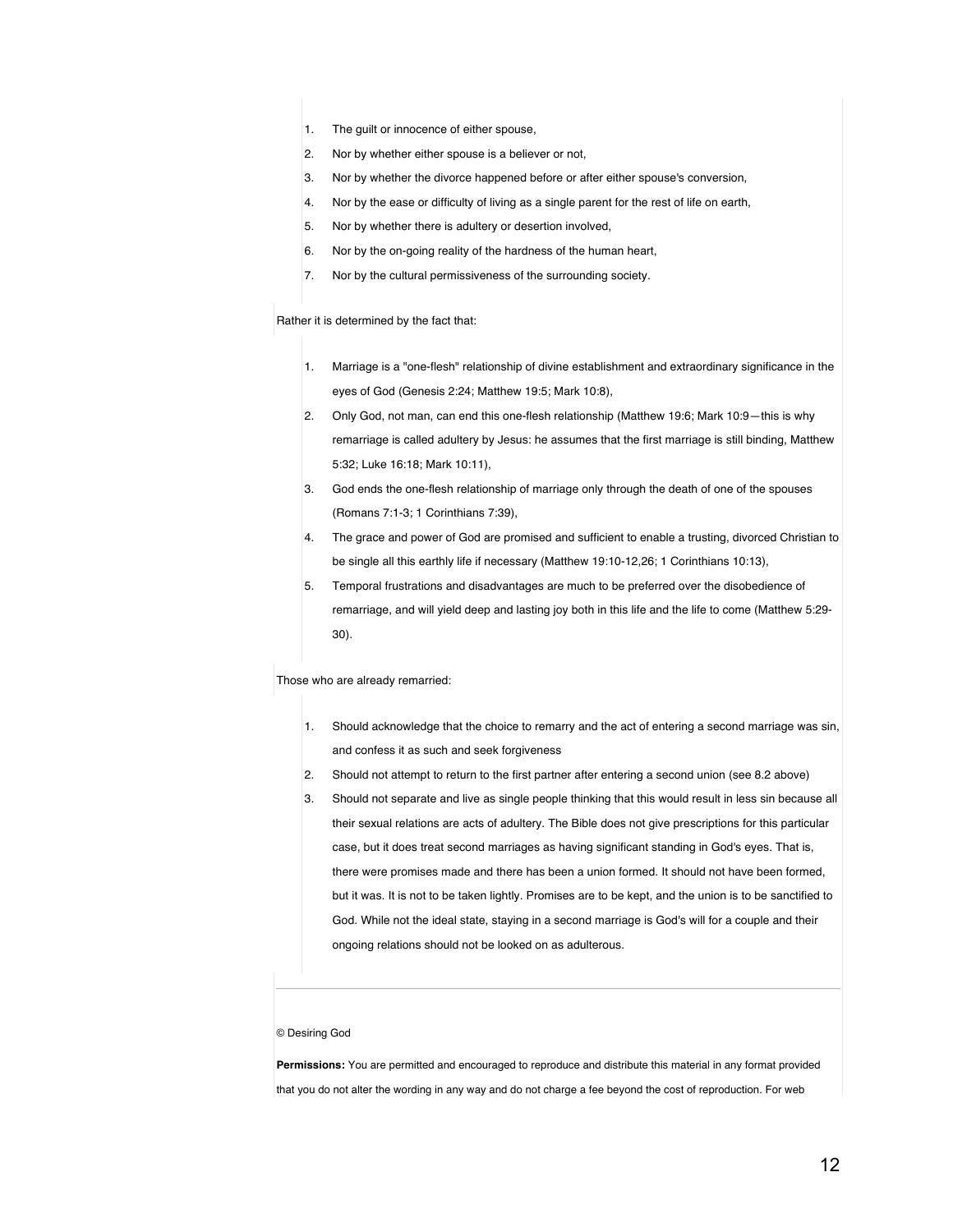1. The guilt or innocence of either spouse,
2. Nor by whether either spouse is a believer or not,
3. Nor by whether the divorce happened before or after either spouse's conversion,
4. Nor by the ease or difficulty of living as a single parent for the rest of life on earth,
5. Nor by whether there is adultery or desertion involved,
6. Nor by the on-going reality of the hardness of the human heart,
7. Nor by the cultural permissiveness of the surrounding society.

Rather it is determined by the fact that:

1. Marriage is a "one-flesh" relationship of divine establishment and extraordinary significance in the eyes of God (Genesis 2:24; Matthew 19:5; Mark 10:8),
2. Only God, not man, can end this one-flesh relationship (Matthew 19:6; Mark 10:9—this is why remarriage is called adultery by Jesus: he assumes that the first marriage is still binding, Matthew 5:32; Luke 16:18; Mark 10:11),
3. God ends the one-flesh relationship of marriage only through the death of one of the spouses (Romans 7:1-3; 1 Corinthians 7:39),
4. The grace and power of God are promised and sufficient to enable a trusting, divorced Christian to be single all this earthly life if necessary (Matthew 19:10-12,26; 1 Corinthians 10:13),
5. Temporal frustrations and disadvantages are much to be preferred over the disobedience of remarriage, and will yield deep and lasting joy both in this life and the life to come (Matthew 5:29-30).

Those who are already remarried:

1. Should acknowledge that the choice to remarry and the act of entering a second marriage was sin, and confess it as such and seek forgiveness
2. Should not attempt to return to the first partner after entering a second union (see 8.2 above)
3. Should not separate and live as single people thinking that this would result in less sin because all their sexual relations are acts of adultery. The Bible does not give prescriptions for this particular case, but it does treat second marriages as having significant standing in God's eyes. That is, there were promises made and there has been a union formed. It should not have been formed, but it was. It is not to be taken lightly. Promises are to be kept, and the union is to be sanctified to God. While not the ideal state, staying in a second marriage is God's will for a couple and their ongoing relations should not be looked on as adulterous.

---

© Desiring God

**Permissions:** You are permitted and encouraged to reproduce and distribute this material in any format provided that you do not alter the wording in any way and do not charge a fee beyond the cost of reproduction. For web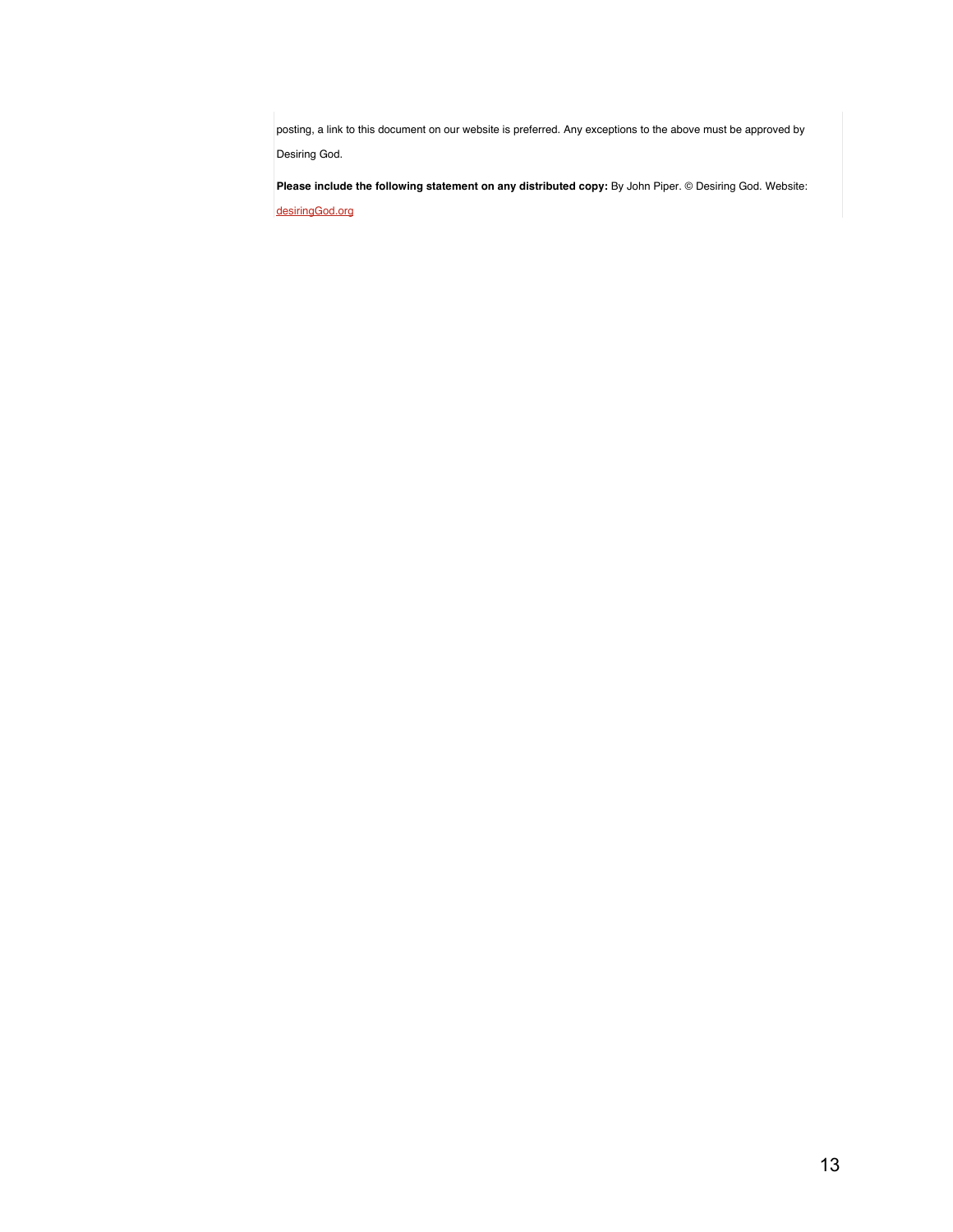posting, a link to this document on our website is preferred. Any exceptions to the above must be approved by Desiring God.

**Please include the following statement on any distributed copy:** By John Piper. © Desiring God. Website: desiringGod.org